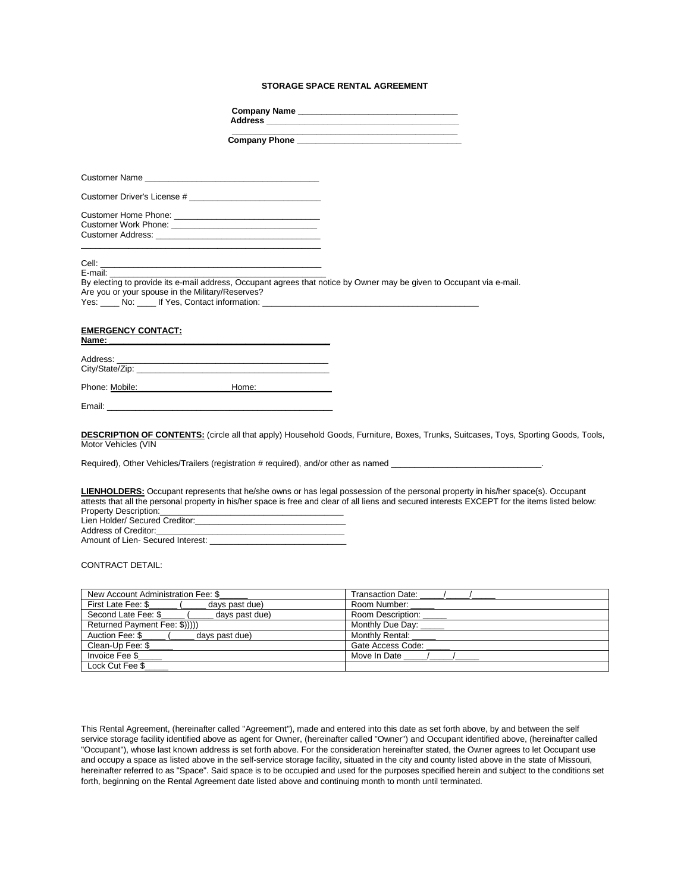# STORAGE SPACE RENTAL AGREEMENT

**Company Name ________________________________**
**Address ________________________________________**
**________________________________________**
**Company Phone __________________________________**

Customer Name ____________________________________

Customer Driver's License # ___________________________

Customer Home Phone: ______________________________
Customer Work Phone: ______________________________
Customer Address: _________________________________
_____________________________________________

Cell: _______________________________________________
E-mail: _____________________________________________
By electing to provide its e-mail address, Occupant agrees that notice by Owner may be given to Occupant via e-mail.
Are you or your spouse in the Military/Reserves?
Yes: ____ No: ____ If Yes, Contact information: _____________________________________________

**EMERGENCY CONTACT:**
**Name: _____________________________________________**

Address: ___________________________________________
City/State/Zip: _______________________________________

Phone: Mobile: ___________________ Home: ________________

Email: ______________________________________________

**DESCRIPTION OF CONTENTS:** (circle all that apply) Household Goods, Furniture, Boxes, Trunks, Suitcases, Toys, Sporting Goods, Tools, Motor Vehicles (VIN

Required), Other Vehicles/Trailers (registration # required), and/or other as named ________________________________.

**LIENHOLDERS:** Occupant represents that he/she owns or has legal possession of the personal property in his/her space(s). Occupant attests that all the personal property in his/her space is free and clear of all liens and secured interests EXCEPT for the items listed below:
Property Description:_____________________________________
Lien Holder/ Secured Creditor:________________________________
Address of Creditor:_______________________________________
Amount of Lien- Secured Interest: _____________________________

CONTRACT DETAIL:

| | |
|---|---|
| New Account Administration Fee: $______ | Transaction Date: _____/_____/_____ |
| First Late Fee: $______ (_____ days past due) | Room Number: _____ |
| Second Late Fee: $_____ (_____ days past due) | Room Description: _____ |
| Returned Payment Fee: $))))) | Monthly Due Day: _____ |
| Auction Fee: $_____ (_____ days past due) | Monthly Rental: _____ |
| Clean-Up Fee: $_____ | Gate Access Code: _____ |
| Invoice Fee $_____ | Move In Date _____/_____/_____ |
| Lock Cut Fee $_____ | |

This Rental Agreement, (hereinafter called "Agreement"), made and entered into this date as set forth above, by and between the self service storage facility identified above as agent for Owner, (hereinafter called "Owner") and Occupant identified above, (hereinafter called "Occupant"), whose last known address is set forth above. For the consideration hereinafter stated, the Owner agrees to let Occupant use and occupy a space as listed above in the self-service storage facility, situated in the city and county listed above in the state of Missouri, hereinafter referred to as "Space". Said space is to be occupied and used for the purposes specified herein and subject to the conditions set forth, beginning on the Rental Agreement date listed above and continuing month to month until terminated.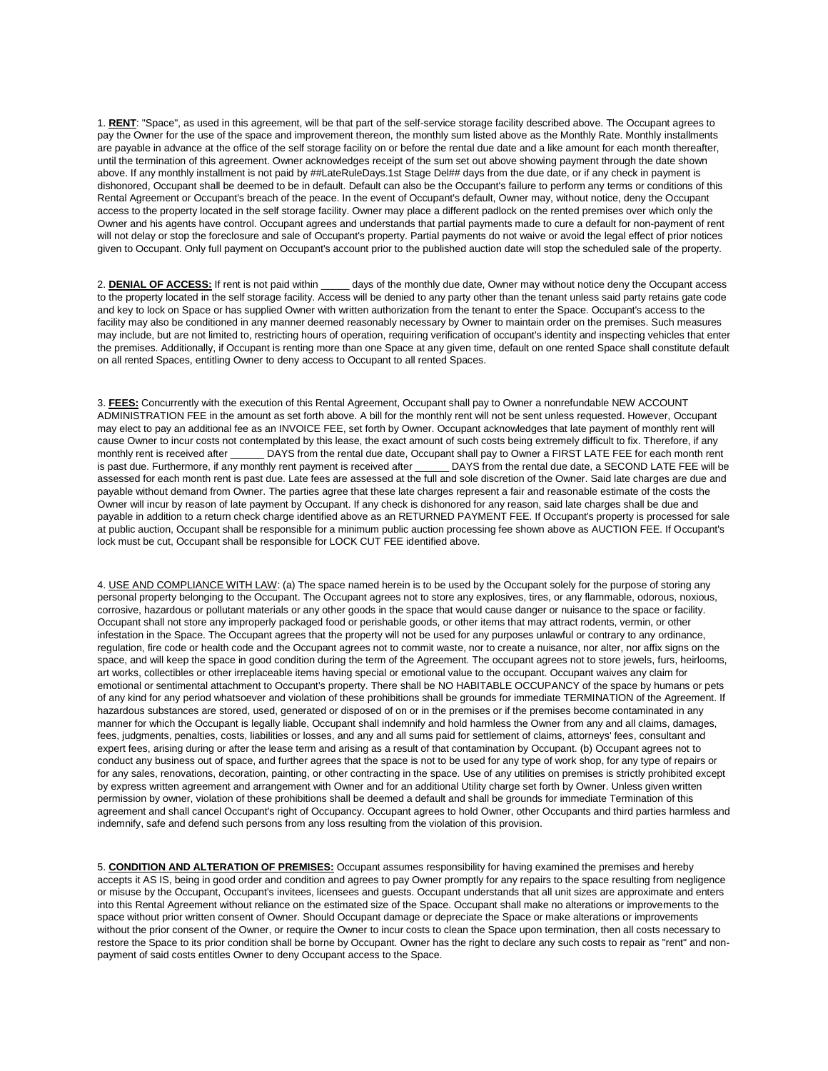1. **RENT**: "Space", as used in this agreement, will be that part of the self-service storage facility described above. The Occupant agrees to pay the Owner for the use of the space and improvement thereon, the monthly sum listed above as the Monthly Rate. Monthly installments are payable in advance at the office of the self storage facility on or before the rental due date and a like amount for each month thereafter, until the termination of this agreement. Owner acknowledges receipt of the sum set out above showing payment through the date shown above. If any monthly installment is not paid by ##LateRuleDays.1st Stage Del## days from the due date, or if any check in payment is dishonored, Occupant shall be deemed to be in default. Default can also be the Occupant's failure to perform any terms or conditions of this Rental Agreement or Occupant's breach of the peace. In the event of Occupant's default, Owner may, without notice, deny the Occupant access to the property located in the self storage facility. Owner may place a different padlock on the rented premises over which only the Owner and his agents have control. Occupant agrees and understands that partial payments made to cure a default for non-payment of rent will not delay or stop the foreclosure and sale of Occupant's property. Partial payments do not waive or avoid the legal effect of prior notices given to Occupant. Only full payment on Occupant's account prior to the published auction date will stop the scheduled sale of the property.

2. **DENIAL OF ACCESS:** If rent is not paid within _____ days of the monthly due date, Owner may without notice deny the Occupant access to the property located in the self storage facility. Access will be denied to any party other than the tenant unless said party retains gate code and key to lock on Space or has supplied Owner with written authorization from the tenant to enter the Space. Occupant's access to the facility may also be conditioned in any manner deemed reasonably necessary by Owner to maintain order on the premises. Such measures may include, but are not limited to, restricting hours of operation, requiring verification of occupant's identity and inspecting vehicles that enter the premises. Additionally, if Occupant is renting more than one Space at any given time, default on one rented Space shall constitute default on all rented Spaces, entitling Owner to deny access to Occupant to all rented Spaces.

3. **FEES:** Concurrently with the execution of this Rental Agreement, Occupant shall pay to Owner a nonrefundable NEW ACCOUNT ADMINISTRATION FEE in the amount as set forth above. A bill for the monthly rent will not be sent unless requested. However, Occupant may elect to pay an additional fee as an INVOICE FEE, set forth by Owner. Occupant acknowledges that late payment of monthly rent will cause Owner to incur costs not contemplated by this lease, the exact amount of such costs being extremely difficult to fix. Therefore, if any monthly rent is received after ______ DAYS from the rental due date, Occupant shall pay to Owner a FIRST LATE FEE for each month rent is past due. Furthermore, if any monthly rent payment is received after ______ DAYS from the rental due date, a SECOND LATE FEE will be assessed for each month rent is past due. Late fees are assessed at the full and sole discretion of the Owner. Said late charges are due and payable without demand from Owner. The parties agree that these late charges represent a fair and reasonable estimate of the costs the Owner will incur by reason of late payment by Occupant. If any check is dishonored for any reason, said late charges shall be due and payable in addition to a return check charge identified above as an RETURNED PAYMENT FEE. If Occupant's property is processed for sale at public auction, Occupant shall be responsible for a minimum public auction processing fee shown above as AUCTION FEE. If Occupant's lock must be cut, Occupant shall be responsible for LOCK CUT FEE identified above.

4. USE AND COMPLIANCE WITH LAW: (a) The space named herein is to be used by the Occupant solely for the purpose of storing any personal property belonging to the Occupant. The Occupant agrees not to store any explosives, tires, or any flammable, odorous, noxious, corrosive, hazardous or pollutant materials or any other goods in the space that would cause danger or nuisance to the space or facility. Occupant shall not store any improperly packaged food or perishable goods, or other items that may attract rodents, vermin, or other infestation in the Space. The Occupant agrees that the property will not be used for any purposes unlawful or contrary to any ordinance, regulation, fire code or health code and the Occupant agrees not to commit waste, nor to create a nuisance, nor alter, nor affix signs on the space, and will keep the space in good condition during the term of the Agreement. The occupant agrees not to store jewels, furs, heirlooms, art works, collectibles or other irreplaceable items having special or emotional value to the occupant. Occupant waives any claim for emotional or sentimental attachment to Occupant's property. There shall be NO HABITABLE OCCUPANCY of the space by humans or pets of any kind for any period whatsoever and violation of these prohibitions shall be grounds for immediate TERMINATION of the Agreement. If hazardous substances are stored, used, generated or disposed of on or in the premises or if the premises become contaminated in any manner for which the Occupant is legally liable, Occupant shall indemnify and hold harmless the Owner from any and all claims, damages, fees, judgments, penalties, costs, liabilities or losses, and any and all sums paid for settlement of claims, attorneys' fees, consultant and expert fees, arising during or after the lease term and arising as a result of that contamination by Occupant. (b) Occupant agrees not to conduct any business out of space, and further agrees that the space is not to be used for any type of work shop, for any type of repairs or for any sales, renovations, decoration, painting, or other contracting in the space. Use of any utilities on premises is strictly prohibited except by express written agreement and arrangement with Owner and for an additional Utility charge set forth by Owner. Unless given written permission by owner, violation of these prohibitions shall be deemed a default and shall be grounds for immediate Termination of this agreement and shall cancel Occupant's right of Occupancy. Occupant agrees to hold Owner, other Occupants and third parties harmless and indemnify, safe and defend such persons from any loss resulting from the violation of this provision.

5. **CONDITION AND ALTERATION OF PREMISES:** Occupant assumes responsibility for having examined the premises and hereby accepts it AS IS, being in good order and condition and agrees to pay Owner promptly for any repairs to the space resulting from negligence or misuse by the Occupant, Occupant's invitees, licensees and guests. Occupant understands that all unit sizes are approximate and enters into this Rental Agreement without reliance on the estimated size of the Space. Occupant shall make no alterations or improvements to the space without prior written consent of Owner. Should Occupant damage or depreciate the Space or make alterations or improvements without the prior consent of the Owner, or require the Owner to incur costs to clean the Space upon termination, then all costs necessary to restore the Space to its prior condition shall be borne by Occupant. Owner has the right to declare any such costs to repair as "rent" and non-payment of said costs entitles Owner to deny Occupant access to the Space.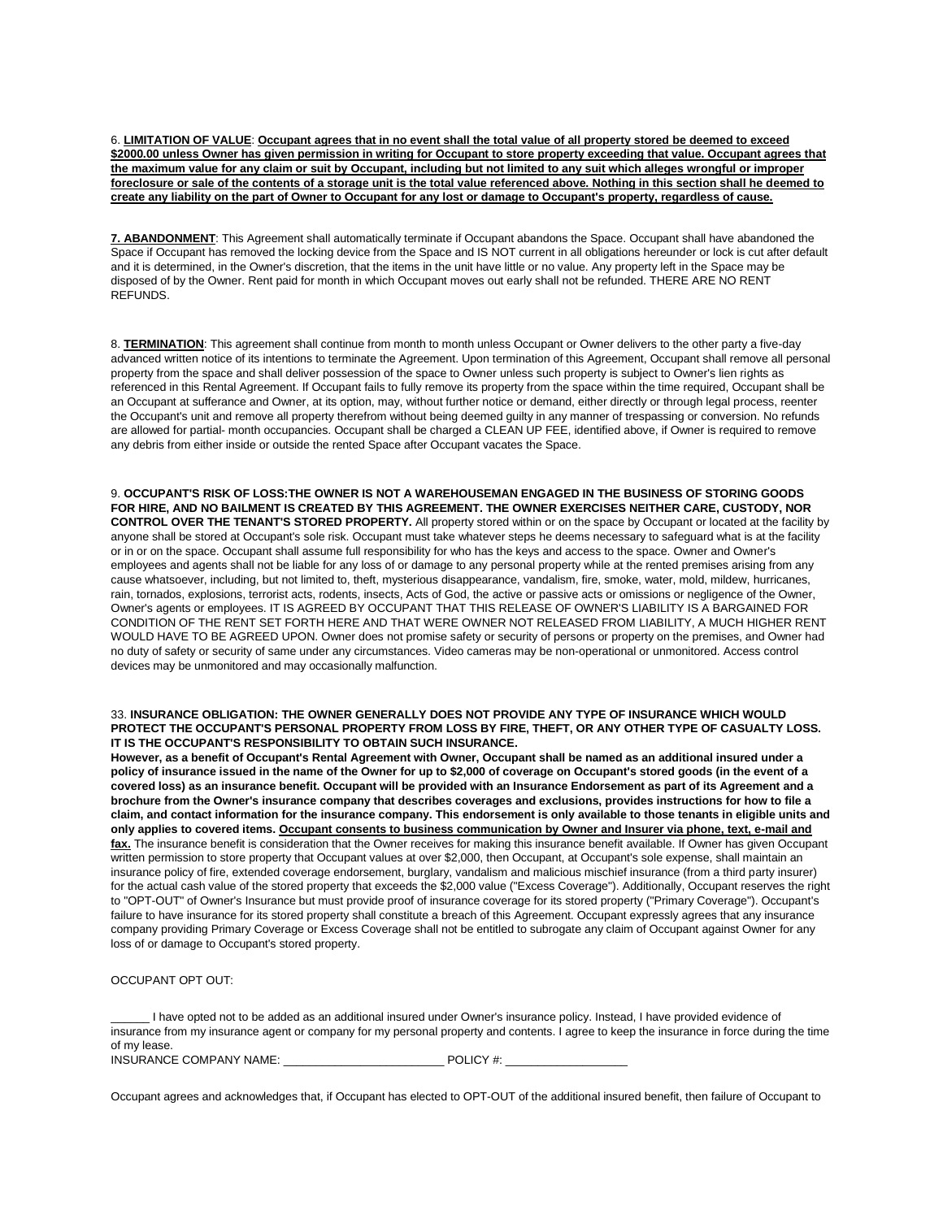6. **<u>LIMITATION OF VALUE</u>**: **<u>Occupant agrees that in no event shall the total value of all property stored be deemed to exceed $2000.00 unless Owner has given permission in writing for Occupant to store property exceeding that value. Occupant agrees that the maximum value for any claim or suit by Occupant, including but not limited to any suit which alleges wrongful or improper foreclosure or sale of the contents of a storage unit is the total value referenced above. Nothing in this section shall he deemed to create any liability on the part of Owner to Occupant for any lost or damage to Occupant's property, regardless of cause.</u>**

**<u>7. ABANDONMENT</u>**: This Agreement shall automatically terminate if Occupant abandons the Space. Occupant shall have abandoned the Space if Occupant has removed the locking device from the Space and IS NOT current in all obligations hereunder or lock is cut after default and it is determined, in the Owner's discretion, that the items in the unit have little or no value. Any property left in the Space may be disposed of by the Owner. Rent paid for month in which Occupant moves out early shall not be refunded. THERE ARE NO RENT REFUNDS.

8. **<u>TERMINATION</u>**: This agreement shall continue from month to month unless Occupant or Owner delivers to the other party a five-day advanced written notice of its intentions to terminate the Agreement. Upon termination of this Agreement, Occupant shall remove all personal property from the space and shall deliver possession of the space to Owner unless such property is subject to Owner's lien rights as referenced in this Rental Agreement. If Occupant fails to fully remove its property from the space within the time required, Occupant shall be an Occupant at sufferance and Owner, at its option, may, without further notice or demand, either directly or through legal process, reenter the Occupant's unit and remove all property therefrom without being deemed guilty in any manner of trespassing or conversion. No refunds are allowed for partial- month occupancies. Occupant shall be charged a CLEAN UP FEE, identified above, if Owner is required to remove any debris from either inside or outside the rented Space after Occupant vacates the Space.

9. **OCCUPANT'S RISK OF LOSS:THE OWNER IS NOT A WAREHOUSEMAN ENGAGED IN THE BUSINESS OF STORING GOODS FOR HIRE, AND NO BAILMENT IS CREATED BY THIS AGREEMENT. THE OWNER EXERCISES NEITHER CARE, CUSTODY, NOR CONTROL OVER THE TENANT'S STORED PROPERTY.** All property stored within or on the space by Occupant or located at the facility by anyone shall be stored at Occupant's sole risk. Occupant must take whatever steps he deems necessary to safeguard what is at the facility or in or on the space. Occupant shall assume full responsibility for who has the keys and access to the space. Owner and Owner's employees and agents shall not be liable for any loss of or damage to any personal property while at the rented premises arising from any cause whatsoever, including, but not limited to, theft, mysterious disappearance, vandalism, fire, smoke, water, mold, mildew, hurricanes, rain, tornados, explosions, terrorist acts, rodents, insects, Acts of God, the active or passive acts or omissions or negligence of the Owner, Owner's agents or employees. IT IS AGREED BY OCCUPANT THAT THIS RELEASE OF OWNER'S LIABILITY IS A BARGAINED FOR CONDITION OF THE RENT SET FORTH HERE AND THAT WERE OWNER NOT RELEASED FROM LIABILITY, A MUCH HIGHER RENT WOULD HAVE TO BE AGREED UPON. Owner does not promise safety or security of persons or property on the premises, and Owner had no duty of safety or security of same under any circumstances. Video cameras may be non-operational or unmonitored. Access control devices may be unmonitored and may occasionally malfunction.

33. **INSURANCE OBLIGATION: THE OWNER GENERALLY DOES NOT PROVIDE ANY TYPE OF INSURANCE WHICH WOULD PROTECT THE OCCUPANT'S PERSONAL PROPERTY FROM LOSS BY FIRE, THEFT, OR ANY OTHER TYPE OF CASUALTY LOSS. IT IS THE OCCUPANT'S RESPONSIBILITY TO OBTAIN SUCH INSURANCE.**
**However, as a benefit of Occupant's Rental Agreement with Owner, Occupant shall be named as an additional insured under a policy of insurance issued in the name of the Owner for up to $2,000 of coverage on Occupant's stored goods (in the event of a covered loss) as an insurance benefit. Occupant will be provided with an Insurance Endorsement as part of its Agreement and a brochure from the Owner's insurance company that describes coverages and exclusions, provides instructions for how to file a claim, and contact information for the insurance company. This endorsement is only available to those tenants in eligible units and only applies to covered items. <u>Occupant consents to business communication by Owner and Insurer via phone, text, e-mail and fax.</u>** The insurance benefit is consideration that the Owner receives for making this insurance benefit available. If Owner has given Occupant written permission to store property that Occupant values at over $2,000, then Occupant, at Occupant's sole expense, shall maintain an insurance policy of fire, extended coverage endorsement, burglary, vandalism and malicious mischief insurance (from a third party insurer) for the actual cash value of the stored property that exceeds the $2,000 value ("Excess Coverage"). Additionally, Occupant reserves the right to "OPT-OUT" of Owner's Insurance but must provide proof of insurance coverage for its stored property ("Primary Coverage"). Occupant's failure to have insurance for its stored property shall constitute a breach of this Agreement. Occupant expressly agrees that any insurance company providing Primary Coverage or Excess Coverage shall not be entitled to subrogate any claim of Occupant against Owner for any loss of or damage to Occupant's stored property.

OCCUPANT OPT OUT:

______ I have opted not to be added as an additional insured under Owner's insurance policy. Instead, I have provided evidence of insurance from my insurance agent or company for my personal property and contents. I agree to keep the insurance in force during the time of my lease.
INSURANCE COMPANY NAME: ________________________ POLICY #: __________________

Occupant agrees and acknowledges that, if Occupant has elected to OPT-OUT of the additional insured benefit, then failure of Occupant to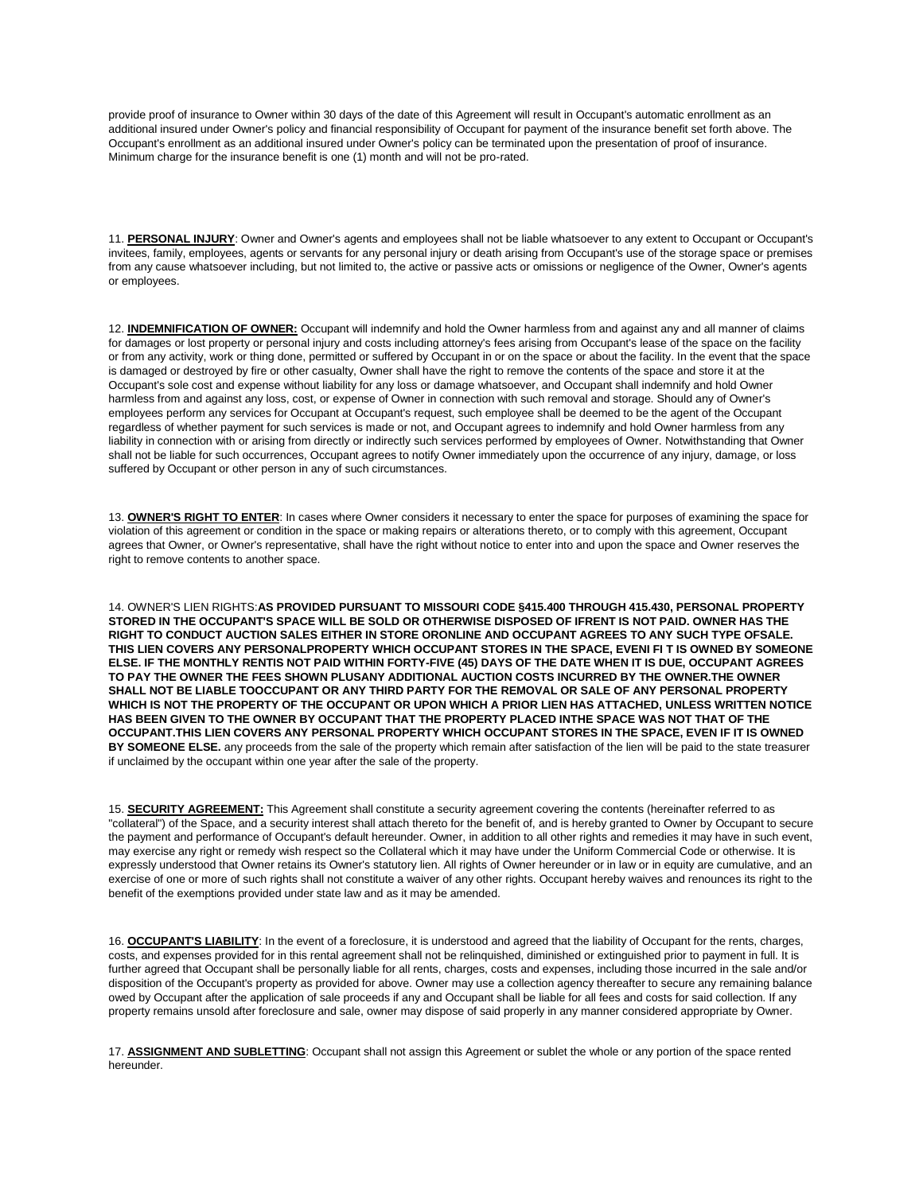provide proof of insurance to Owner within 30 days of the date of this Agreement will result in Occupant's automatic enrollment as an additional insured under Owner's policy and financial responsibility of Occupant for payment of the insurance benefit set forth above. The Occupant's enrollment as an additional insured under Owner's policy can be terminated upon the presentation of proof of insurance. Minimum charge for the insurance benefit is one (1) month and will not be pro-rated.

11. **PERSONAL INJURY**: Owner and Owner's agents and employees shall not be liable whatsoever to any extent to Occupant or Occupant's invitees, family, employees, agents or servants for any personal injury or death arising from Occupant's use of the storage space or premises from any cause whatsoever including, but not limited to, the active or passive acts or omissions or negligence of the Owner, Owner's agents or employees.

12. **INDEMNIFICATION OF OWNER:** Occupant will indemnify and hold the Owner harmless from and against any and all manner of claims for damages or lost property or personal injury and costs including attorney's fees arising from Occupant's lease of the space on the facility or from any activity, work or thing done, permitted or suffered by Occupant in or on the space or about the facility. In the event that the space is damaged or destroyed by fire or other casualty, Owner shall have the right to remove the contents of the space and store it at the Occupant's sole cost and expense without liability for any loss or damage whatsoever, and Occupant shall indemnify and hold Owner harmless from and against any loss, cost, or expense of Owner in connection with such removal and storage. Should any of Owner's employees perform any services for Occupant at Occupant's request, such employee shall be deemed to be the agent of the Occupant regardless of whether payment for such services is made or not, and Occupant agrees to indemnify and hold Owner harmless from any liability in connection with or arising from directly or indirectly such services performed by employees of Owner. Notwithstanding that Owner shall not be liable for such occurrences, Occupant agrees to notify Owner immediately upon the occurrence of any injury, damage, or loss suffered by Occupant or other person in any of such circumstances.

13. **OWNER'S RIGHT TO ENTER**: In cases where Owner considers it necessary to enter the space for purposes of examining the space for violation of this agreement or condition in the space or making repairs or alterations thereto, or to comply with this agreement, Occupant agrees that Owner, or Owner's representative, shall have the right without notice to enter into and upon the space and Owner reserves the right to remove contents to another space.

14. OWNER'S LIEN RIGHTS:**AS PROVIDED PURSUANT TO MISSOURI CODE §415.400 THROUGH 415.430, PERSONAL PROPERTY STORED IN THE OCCUPANT'S SPACE WILL BE SOLD OR OTHERWISE DISPOSED OF IFRENT IS NOT PAID. OWNER HAS THE RIGHT TO CONDUCT AUCTION SALES EITHER IN STORE ORONLINE AND OCCUPANT AGREES TO ANY SUCH TYPE OFSALE. THIS LIEN COVERS ANY PERSONALPROPERTY WHICH OCCUPANT STORES IN THE SPACE, EVENI FI T IS OWNED BY SOMEONE ELSE. IF THE MONTHLY RENTIS NOT PAID WITHIN FORTY-FIVE (45) DAYS OF THE DATE WHEN IT IS DUE, OCCUPANT AGREES TO PAY THE OWNER THE FEES SHOWN PLUSANY ADDITIONAL AUCTION COSTS INCURRED BY THE OWNER.THE OWNER SHALL NOT BE LIABLE TOOCCUPANT OR ANY THIRD PARTY FOR THE REMOVAL OR SALE OF ANY PERSONAL PROPERTY WHICH IS NOT THE PROPERTY OF THE OCCUPANT OR UPON WHICH A PRIOR LIEN HAS ATTACHED, UNLESS WRITTEN NOTICE HAS BEEN GIVEN TO THE OWNER BY OCCUPANT THAT THE PROPERTY PLACED INTHE SPACE WAS NOT THAT OF THE OCCUPANT.THIS LIEN COVERS ANY PERSONAL PROPERTY WHICH OCCUPANT STORES IN THE SPACE, EVEN IF IT IS OWNED BY SOMEONE ELSE.** any proceeds from the sale of the property which remain after satisfaction of the lien will be paid to the state treasurer if unclaimed by the occupant within one year after the sale of the property.

15. **SECURITY AGREEMENT:** This Agreement shall constitute a security agreement covering the contents (hereinafter referred to as "collateral") of the Space, and a security interest shall attach thereto for the benefit of, and is hereby granted to Owner by Occupant to secure the payment and performance of Occupant's default hereunder. Owner, in addition to all other rights and remedies it may have in such event, may exercise any right or remedy wish respect so the Collateral which it may have under the Uniform Commercial Code or otherwise. It is expressly understood that Owner retains its Owner's statutory lien. All rights of Owner hereunder or in law or in equity are cumulative, and an exercise of one or more of such rights shall not constitute a waiver of any other rights. Occupant hereby waives and renounces its right to the benefit of the exemptions provided under state law and as it may be amended.

16. **OCCUPANT'S LIABILITY**: In the event of a foreclosure, it is understood and agreed that the liability of Occupant for the rents, charges, costs, and expenses provided for in this rental agreement shall not be relinquished, diminished or extinguished prior to payment in full. It is further agreed that Occupant shall be personally liable for all rents, charges, costs and expenses, including those incurred in the sale and/or disposition of the Occupant's property as provided for above. Owner may use a collection agency thereafter to secure any remaining balance owed by Occupant after the application of sale proceeds if any and Occupant shall be liable for all fees and costs for said collection. If any property remains unsold after foreclosure and sale, owner may dispose of said properly in any manner considered appropriate by Owner.

17. **ASSIGNMENT AND SUBLETTING**: Occupant shall not assign this Agreement or sublet the whole or any portion of the space rented hereunder.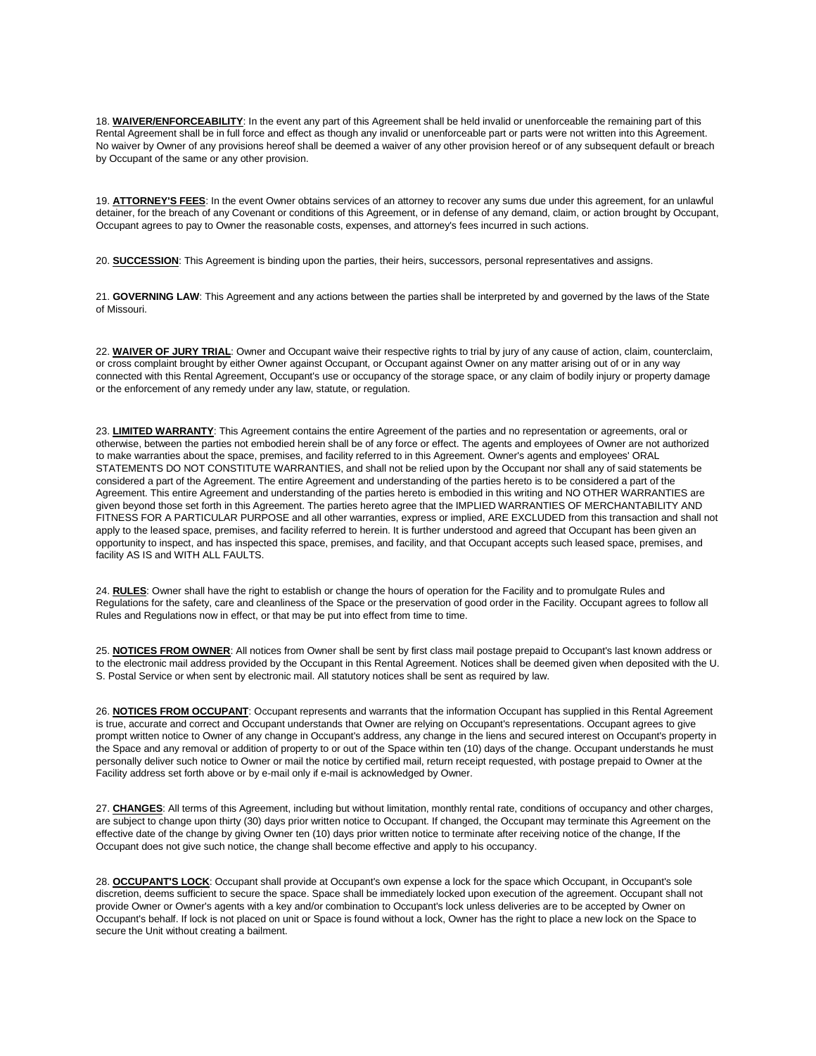18. **WAIVER/ENFORCEABILITY**: In the event any part of this Agreement shall be held invalid or unenforceable the remaining part of this Rental Agreement shall be in full force and effect as though any invalid or unenforceable part or parts were not written into this Agreement. No waiver by Owner of any provisions hereof shall be deemed a waiver of any other provision hereof or of any subsequent default or breach by Occupant of the same or any other provision.

19. **ATTORNEY'S FEES**: In the event Owner obtains services of an attorney to recover any sums due under this agreement, for an unlawful detainer, for the breach of any Covenant or conditions of this Agreement, or in defense of any demand, claim, or action brought by Occupant, Occupant agrees to pay to Owner the reasonable costs, expenses, and attorney's fees incurred in such actions.

20. **SUCCESSION**: This Agreement is binding upon the parties, their heirs, successors, personal representatives and assigns.

21. **GOVERNING LAW**: This Agreement and any actions between the parties shall be interpreted by and governed by the laws of the State of Missouri.

22. **WAIVER OF JURY TRIAL**: Owner and Occupant waive their respective rights to trial by jury of any cause of action, claim, counterclaim, or cross complaint brought by either Owner against Occupant, or Occupant against Owner on any matter arising out of or in any way connected with this Rental Agreement, Occupant's use or occupancy of the storage space, or any claim of bodily injury or property damage or the enforcement of any remedy under any law, statute, or regulation.

23. **LIMITED WARRANTY**: This Agreement contains the entire Agreement of the parties and no representation or agreements, oral or otherwise, between the parties not embodied herein shall be of any force or effect. The agents and employees of Owner are not authorized to make warranties about the space, premises, and facility referred to in this Agreement. Owner's agents and employees' ORAL STATEMENTS DO NOT CONSTITUTE WARRANTIES, and shall not be relied upon by the Occupant nor shall any of said statements be considered a part of the Agreement. The entire Agreement and understanding of the parties hereto is to be considered a part of the Agreement. This entire Agreement and understanding of the parties hereto is embodied in this writing and NO OTHER WARRANTIES are given beyond those set forth in this Agreement. The parties hereto agree that the IMPLIED WARRANTIES OF MERCHANTABILITY AND FITNESS FOR A PARTICULAR PURPOSE and all other warranties, express or implied, ARE EXCLUDED from this transaction and shall not apply to the leased space, premises, and facility referred to herein. It is further understood and agreed that Occupant has been given an opportunity to inspect, and has inspected this space, premises, and facility, and that Occupant accepts such leased space, premises, and facility AS IS and WITH ALL FAULTS.

24. **RULES**: Owner shall have the right to establish or change the hours of operation for the Facility and to promulgate Rules and Regulations for the safety, care and cleanliness of the Space or the preservation of good order in the Facility. Occupant agrees to follow all Rules and Regulations now in effect, or that may be put into effect from time to time.

25. **NOTICES FROM OWNER**: All notices from Owner shall be sent by first class mail postage prepaid to Occupant's last known address or to the electronic mail address provided by the Occupant in this Rental Agreement. Notices shall be deemed given when deposited with the U. S. Postal Service or when sent by electronic mail. All statutory notices shall be sent as required by law.

26. **NOTICES FROM OCCUPANT**: Occupant represents and warrants that the information Occupant has supplied in this Rental Agreement is true, accurate and correct and Occupant understands that Owner are relying on Occupant's representations. Occupant agrees to give prompt written notice to Owner of any change in Occupant's address, any change in the liens and secured interest on Occupant's property in the Space and any removal or addition of property to or out of the Space within ten (10) days of the change. Occupant understands he must personally deliver such notice to Owner or mail the notice by certified mail, return receipt requested, with postage prepaid to Owner at the Facility address set forth above or by e-mail only if e-mail is acknowledged by Owner.

27. **CHANGES**: All terms of this Agreement, including but without limitation, monthly rental rate, conditions of occupancy and other charges, are subject to change upon thirty (30) days prior written notice to Occupant. If changed, the Occupant may terminate this Agreement on the effective date of the change by giving Owner ten (10) days prior written notice to terminate after receiving notice of the change, If the Occupant does not give such notice, the change shall become effective and apply to his occupancy.

28. **OCCUPANT'S LOCK**: Occupant shall provide at Occupant's own expense a lock for the space which Occupant, in Occupant's sole discretion, deems sufficient to secure the space. Space shall be immediately locked upon execution of the agreement. Occupant shall not provide Owner or Owner's agents with a key and/or combination to Occupant's lock unless deliveries are to be accepted by Owner on Occupant's behalf. If lock is not placed on unit or Space is found without a lock, Owner has the right to place a new lock on the Space to secure the Unit without creating a bailment.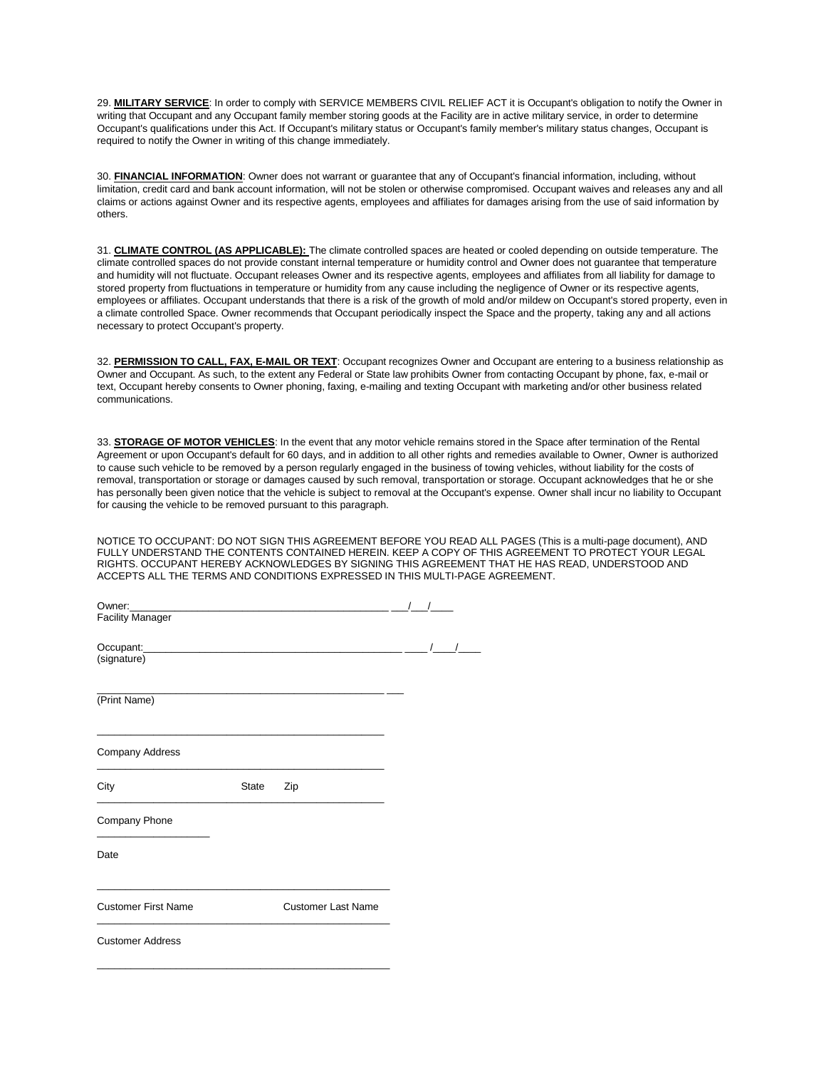29. **MILITARY SERVICE**: In order to comply with SERVICE MEMBERS CIVIL RELIEF ACT it is Occupant's obligation to notify the Owner in writing that Occupant and any Occupant family member storing goods at the Facility are in active military service, in order to determine Occupant's qualifications under this Act. If Occupant's military status or Occupant's family member's military status changes, Occupant is required to notify the Owner in writing of this change immediately.

30. **FINANCIAL INFORMATION**: Owner does not warrant or guarantee that any of Occupant's financial information, including, without limitation, credit card and bank account information, will not be stolen or otherwise compromised. Occupant waives and releases any and all claims or actions against Owner and its respective agents, employees and affiliates for damages arising from the use of said information by others.

31. **CLIMATE CONTROL (AS APPLICABLE):** The climate controlled spaces are heated or cooled depending on outside temperature. The climate controlled spaces do not provide constant internal temperature or humidity control and Owner does not guarantee that temperature and humidity will not fluctuate. Occupant releases Owner and its respective agents, employees and affiliates from all liability for damage to stored property from fluctuations in temperature or humidity from any cause including the negligence of Owner or its respective agents, employees or affiliates. Occupant understands that there is a risk of the growth of mold and/or mildew on Occupant's stored property, even in a climate controlled Space. Owner recommends that Occupant periodically inspect the Space and the property, taking any and all actions necessary to protect Occupant's property.

32. **PERMISSION TO CALL, FAX, E-MAIL OR TEXT**: Occupant recognizes Owner and Occupant are entering to a business relationship as Owner and Occupant. As such, to the extent any Federal or State law prohibits Owner from contacting Occupant by phone, fax, e-mail or text, Occupant hereby consents to Owner phoning, faxing, e-mailing and texting Occupant with marketing and/or other business related communications.

33. **STORAGE OF MOTOR VEHICLES**: In the event that any motor vehicle remains stored in the Space after termination of the Rental Agreement or upon Occupant's default for 60 days, and in addition to all other rights and remedies available to Owner, Owner is authorized to cause such vehicle to be removed by a person regularly engaged in the business of towing vehicles, without liability for the costs of removal, transportation or storage or damages caused by such removal, transportation or storage. Occupant acknowledges that he or she has personally been given notice that the vehicle is subject to removal at the Occupant's expense. Owner shall incur no liability to Occupant for causing the vehicle to be removed pursuant to this paragraph.

NOTICE TO OCCUPANT: DO NOT SIGN THIS AGREEMENT BEFORE YOU READ ALL PAGES (This is a multi-page document), AND FULLY UNDERSTAND THE CONTENTS CONTAINED HEREIN. KEEP A COPY OF THIS AGREEMENT TO PROTECT YOUR LEGAL RIGHTS. OCCUPANT HEREBY ACKNOWLEDGES BY SIGNING THIS AGREEMENT THAT HE HAS READ, UNDERSTOOD AND ACCEPTS ALL THE TERMS AND CONDITIONS EXPRESSED IN THIS MULTI-PAGE AGREEMENT.

Owner:_______________________________________________ ___/___/____
Facility Manager

Occupant:_______________________________________________ ____ /____/____
(signature)

_____________________________________________________ ___
(Print Name)

_____________________________________________________

Company Address

_____________________________________________________

City State Zip

_____________________________________________________

Company Phone

____________________

Date

_____________________________________________________

Customer First Name Customer Last Name

_____________________________________________________

Customer Address

_____________________________________________________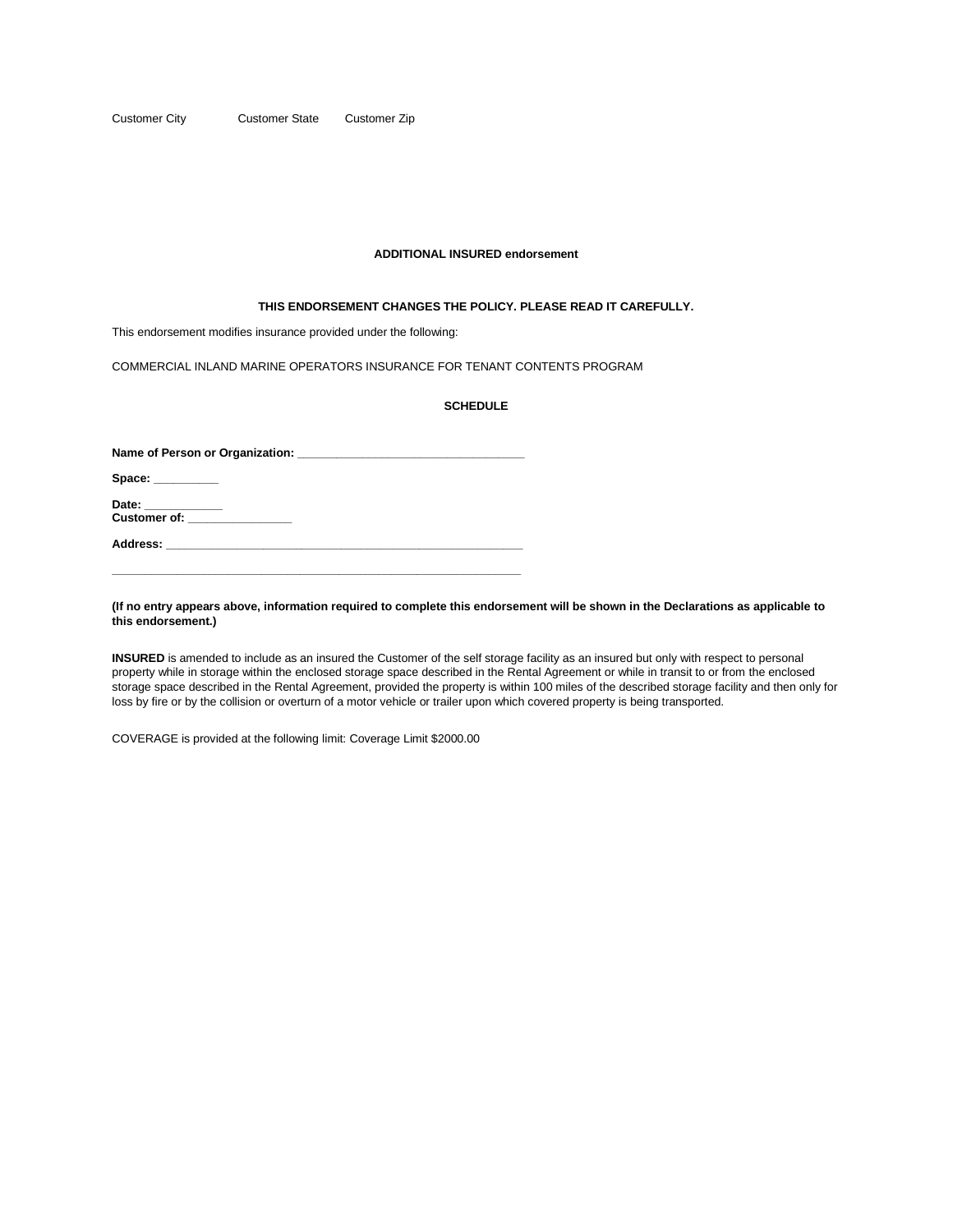Customer City    Customer State    Customer Zip

**ADDITIONAL INSURED endorsement**

**THIS ENDORSEMENT CHANGES THE POLICY. PLEASE READ IT CAREFULLY.**

This endorsement modifies insurance provided under the following:

COMMERCIAL INLAND MARINE OPERATORS INSURANCE FOR TENANT CONTENTS PROGRAM

**SCHEDULE**

**Name of Person or Organization: ___________________________________**

**Space: __________**

**Date: ____________**
**Customer of: ________________**

**Address: ________________________________________________________**

**________________________________________________________________**

**(If no entry appears above, information required to complete this endorsement will be shown in the Declarations as applicable to this endorsement.)**

**INSURED** is amended to include as an insured the Customer of the self storage facility as an insured but only with respect to personal property while in storage within the enclosed storage space described in the Rental Agreement or while in transit to or from the enclosed storage space described in the Rental Agreement, provided the property is within 100 miles of the described storage facility and then only for loss by fire or by the collision or overturn of a motor vehicle or trailer upon which covered property is being transported.

COVERAGE is provided at the following limit: Coverage Limit $2000.00